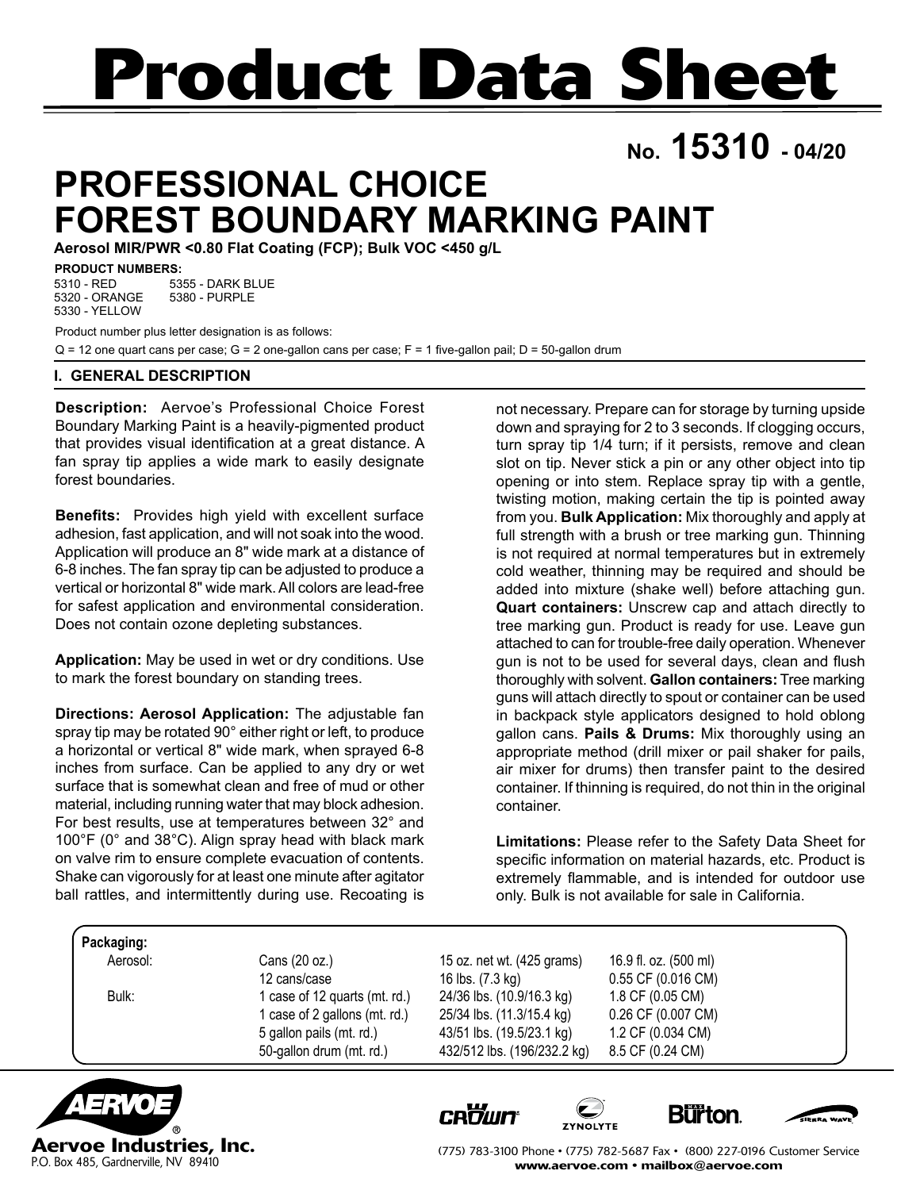# Product Data Sheet

**No. 15310 - 04/20**

# PROFESSIONAL CHOICE FOREST BOUNDARY MARKING PAINT

**Aerosol MIR/PWR <0.80 Flat Coating (FCP); Bulk VOC <450 g/L**

**PRODUCT NUMBERS:**

5310 - RED
5320 - ORANGE
5330 - YELLOW
5355 - DARK BLUE
5380 - PURPLE

Product number plus letter designation is as follows:

Q = 12 one quart cans per case; G = 2 one-gallon cans per case; F = 1 five-gallon pail; D = 50-gallon drum

## I. GENERAL DESCRIPTION

**Description:** Aervoe's Professional Choice Forest Boundary Marking Paint is a heavily-pigmented product that provides visual identification at a great distance. A fan spray tip applies a wide mark to easily designate forest boundaries.

**Benefits:** Provides high yield with excellent surface adhesion, fast application, and will not soak into the wood. Application will produce an 8" wide mark at a distance of 6-8 inches. The fan spray tip can be adjusted to produce a vertical or horizontal 8" wide mark. All colors are lead-free for safest application and environmental consideration. Does not contain ozone depleting substances.

**Application:** May be used in wet or dry conditions. Use to mark the forest boundary on standing trees.

**Directions: Aerosol Application:** The adjustable fan spray tip may be rotated 90° either right or left, to produce a horizontal or vertical 8" wide mark, when sprayed 6-8 inches from surface. Can be applied to any dry or wet surface that is somewhat clean and free of mud or other material, including running water that may block adhesion. For best results, use at temperatures between 32° and 100°F (0° and 38°C). Align spray head with black mark on valve rim to ensure complete evacuation of contents. Shake can vigorously for at least one minute after agitator ball rattles, and intermittently during use. Recoating is not necessary. Prepare can for storage by turning upside down and spraying for 2 to 3 seconds. If clogging occurs, turn spray tip 1/4 turn; if it persists, remove and clean slot on tip. Never stick a pin or any other object into tip opening or into stem. Replace spray tip with a gentle, twisting motion, making certain the tip is pointed away from you. **Bulk Application:** Mix thoroughly and apply at full strength with a brush or tree marking gun. Thinning is not required at normal temperatures but in extremely cold weather, thinning may be required and should be added into mixture (shake well) before attaching gun. **Quart containers:** Unscrew cap and attach directly to tree marking gun. Product is ready for use. Leave gun attached to can for trouble-free daily operation. Whenever gun is not to be used for several days, clean and flush thoroughly with solvent. **Gallon containers:** Tree marking guns will attach directly to spout or container can be used in backpack style applicators designed to hold oblong gallon cans. **Pails & Drums:** Mix thoroughly using an appropriate method (drill mixer or pail shaker for pails, air mixer for drums) then transfer paint to the desired container. If thinning is required, do not thin in the original container.

**Limitations:** Please refer to the Safety Data Sheet for specific information on material hazards, etc. Product is extremely flammable, and is intended for outdoor use only. Bulk is not available for sale in California.

**Packaging:**

| | | | |
|---|---|---|---|
| Aerosol: | Cans (20 oz.) | 15 oz. net wt. (425 grams) | 16.9 fl. oz. (500 ml) |
| | 12 cans/case | 16 lbs. (7.3 kg) | 0.55 CF (0.016 CM) |
| Bulk: | 1 case of 12 quarts (mt. rd.) | 24/36 lbs. (10.9/16.3 kg) | 1.8 CF (0.05 CM) |
| | 1 case of 2 gallons (mt. rd.) | 25/34 lbs. (11.3/15.4 kg) | 0.26 CF (0.007 CM) |
| | 5 gallon pails (mt. rd.) | 43/51 lbs. (19.5/23.1 kg) | 1.2 CF (0.034 CM) |
| | 50-gallon drum (mt. rd.) | 432/512 lbs. (196/232.2 kg) | 8.5 CF (0.24 CM) |

**Aervoe Industries, Inc.**
P.O. Box 485, Gardnerville, NV 89410

(775) 783-3100 Phone • (775) 782-5687 Fax • (800) 227-0196 Customer Service
www.aervoe.com • mailbox@aervoe.com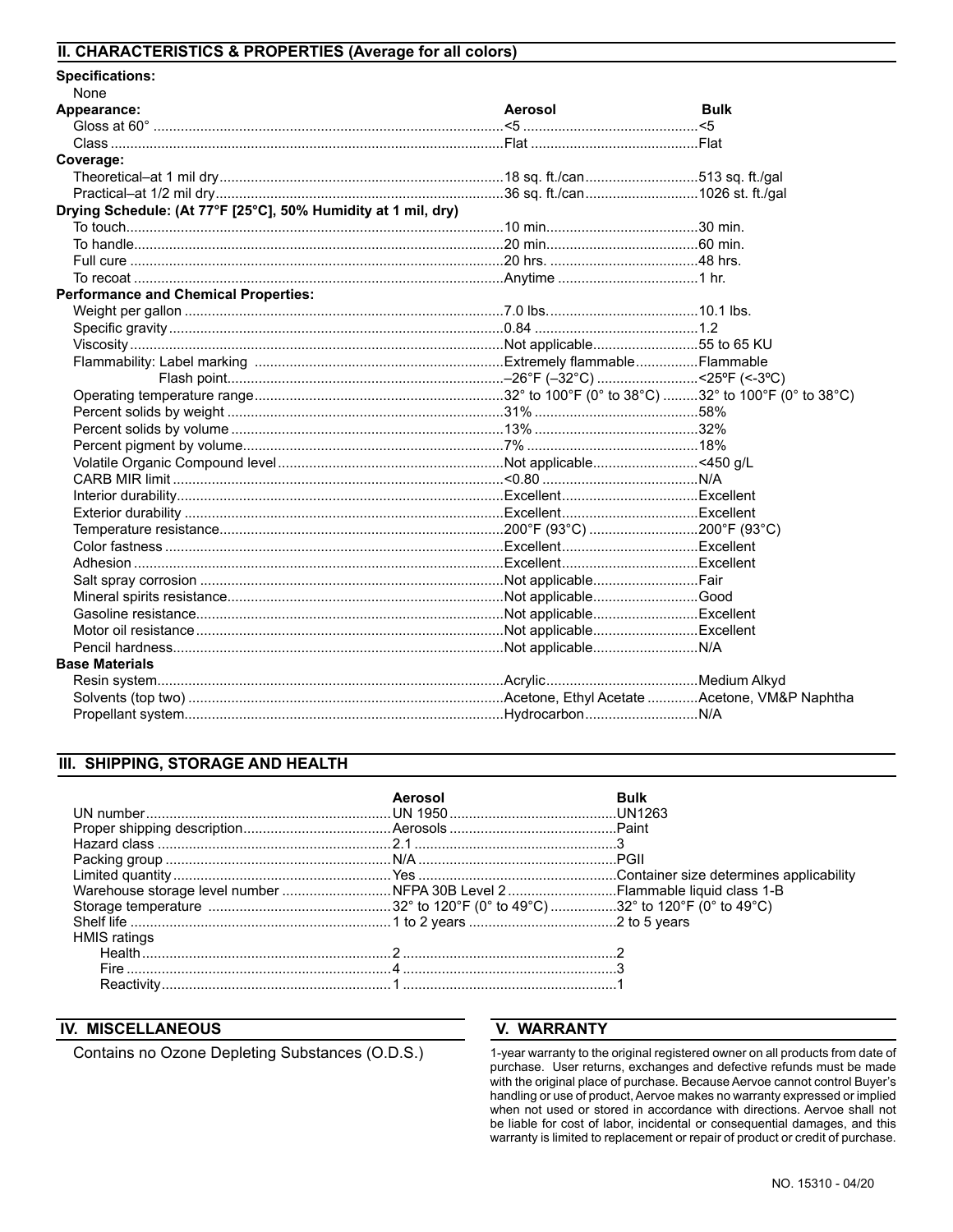## II. CHARACTERISTICS & PROPERTIES (Average for all colors)

| | Aerosol | Bulk |
|---|---|---|
| **Specifications:** | | |
| None | | |
| **Appearance:** | **Aerosol** | **Bulk** |
| Gloss at 60° | <5 | <5 |
| Class | Flat | Flat |
| **Coverage:** | | |
| Theoretical–at 1 mil dry | 18 sq. ft./can | 513 sq. ft./gal |
| Practical–at 1/2 mil dry | 36 sq. ft./can | 1026 st. ft./gal |
| **Drying Schedule: (At 77°F [25°C], 50% Humidity at 1 mil, dry)** | | |
| To touch | 10 min. | 30 min. |
| To handle | 20 min. | 60 min. |
| Full cure | 20 hrs. | 48 hrs. |
| To recoat | Anytime | 1 hr. |
| **Performance and Chemical Properties:** | | |
| Weight per gallon | 7.0 lbs. | 10.1 lbs. |
| Specific gravity | 0.84 | 1.2 |
| Viscosity | Not applicable | 55 to 65 KU |
| Flammability: Label marking | Extremely flammable | Flammable |
| Flash point | –26°F (–32°C) | <25ºF (<-3ºC) |
| Operating temperature range | 32° to 100°F (0° to 38°C) | 32° to 100°F (0° to 38°C) |
| Percent solids by weight | 31% | 58% |
| Percent solids by volume | 13% | 32% |
| Percent pigment by volume | 7% | 18% |
| Volatile Organic Compound level | Not applicable | <450 g/L |
| CARB MIR limit | <0.80 | N/A |
| Interior durability | Excellent | Excellent |
| Exterior durability | Excellent | Excellent |
| Temperature resistance | 200°F (93°C) | 200°F (93°C) |
| Color fastness | Excellent | Excellent |
| Adhesion | Excellent | Excellent |
| Salt spray corrosion | Not applicable | Fair |
| Mineral spirits resistance | Not applicable | Good |
| Gasoline resistance | Not applicable | Excellent |
| Motor oil resistance | Not applicable | Excellent |
| Pencil hardness | Not applicable | N/A |
| **Base Materials** | | |
| Resin system | Acrylic | Medium Alkyd |
| Solvents (top two) | Acetone, Ethyl Acetate | Acetone, VM&P Naphtha |
| Propellant system | Hydrocarbon | N/A |

## III. SHIPPING, STORAGE AND HEALTH

| | Aerosol | Bulk |
|---|---|---|
| UN number | UN 1950 | UN1263 |
| Proper shipping description | Aerosols | Paint |
| Hazard class | 2.1 | 3 |
| Packing group | N/A | PGII |
| Limited quantity | Yes | Container size determines applicability |
| Warehouse storage level number | NFPA 30B Level 2 | Flammable liquid class 1-B |
| Storage temperature | 32° to 120°F (0° to 49°C) | 32° to 120°F (0° to 49°C) |
| Shelf life | 1 to 2 years | 2 to 5 years |
| HMIS ratings | | |
| Health | 2 | 2 |
| Fire | 4 | 3 |
| Reactivity | 1 | 1 |

## IV. MISCELLANEOUS

Contains no Ozone Depleting Substances (O.D.S.)

## V. WARRANTY

1-year warranty to the original registered owner on all products from date of purchase. User returns, exchanges and defective refunds must be made with the original place of purchase. Because Aervoe cannot control Buyer's handling or use of product, Aervoe makes no warranty expressed or implied when not used or stored in accordance with directions. Aervoe shall not be liable for cost of labor, incidental or consequential damages, and this warranty is limited to replacement or repair of product or credit of purchase.

NO. 15310 - 04/20